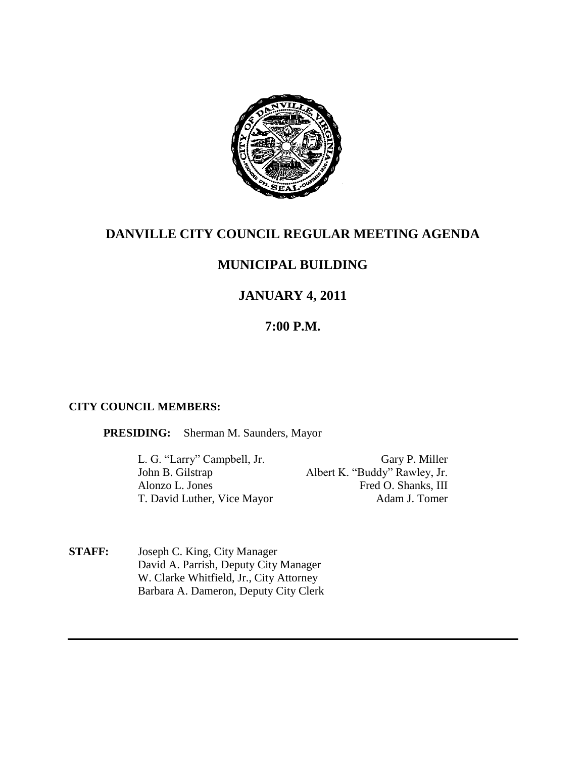# DANVILLE CITY COUNCIL REGULAR MEETING AGENDA

## MUNICIPAL BUILDING

## JANUARY 4, 2011

## 7:00 P.M.

**CITY COUNCIL MEMBERS:**

**PRESIDING:** Sherman M. Saunders, Mayor

L. G. "Larry" Campbell, Jr.
John B. Gilstrap
Alonzo L. Jones
T. David Luther, Vice Mayor
Gary P. Miller
Albert K. "Buddy" Rawley, Jr.
Fred O. Shanks, III
Adam J. Tomer

**STAFF:** Joseph C. King, City Manager
David A. Parrish, Deputy City Manager
W. Clarke Whitfield, Jr., City Attorney
Barbara A. Dameron, Deputy City Clerk

---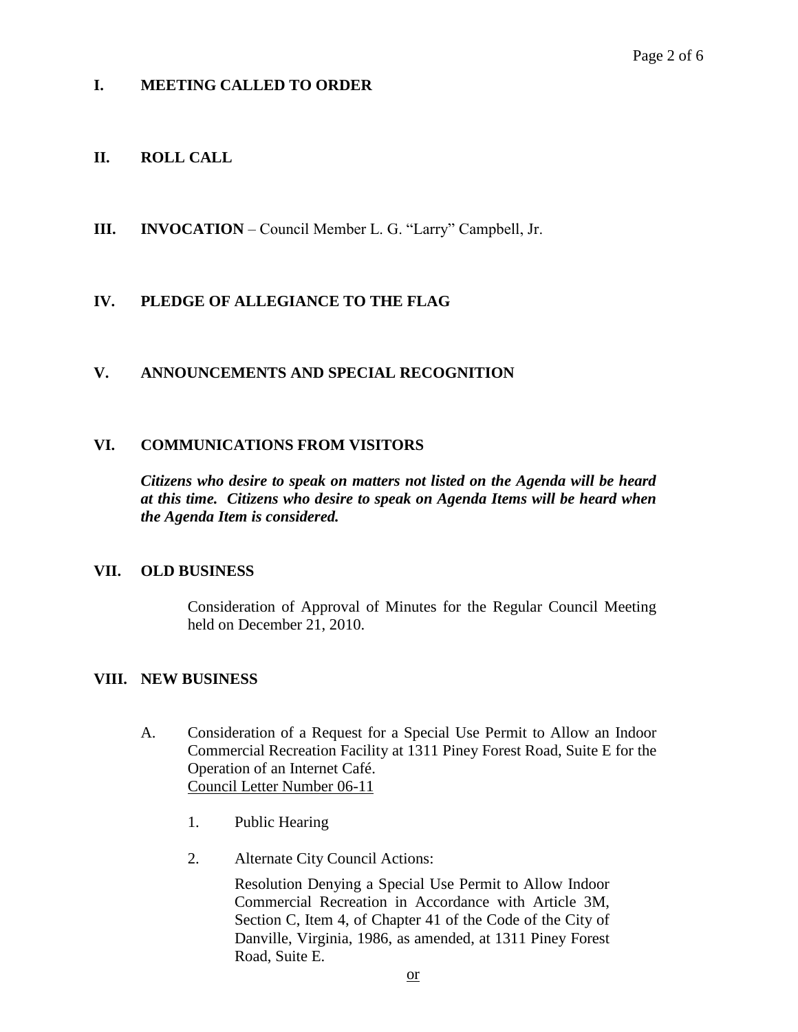## I. MEETING CALLED TO ORDER

## II. ROLL CALL

## III. INVOCATION – Council Member L. G. "Larry" Campbell, Jr.

## IV. PLEDGE OF ALLEGIANCE TO THE FLAG

## V. ANNOUNCEMENTS AND SPECIAL RECOGNITION

## VI. COMMUNICATIONS FROM VISITORS

***Citizens who desire to speak on matters not listed on the Agenda will be heard at this time. Citizens who desire to speak on Agenda Items will be heard when the Agenda Item is considered.***

## VII. OLD BUSINESS

Consideration of Approval of Minutes for the Regular Council Meeting held on December 21, 2010.

## VIII. NEW BUSINESS

A. Consideration of a Request for a Special Use Permit to Allow an Indoor Commercial Recreation Facility at 1311 Piney Forest Road, Suite E for the Operation of an Internet Café.
Council Letter Number 06-11

1. Public Hearing

2. Alternate City Council Actions:

   Resolution Denying a Special Use Permit to Allow Indoor Commercial Recreation in Accordance with Article 3M, Section C, Item 4, of Chapter 41 of the Code of the City of Danville, Virginia, 1986, as amended, at 1311 Piney Forest Road, Suite E.

   or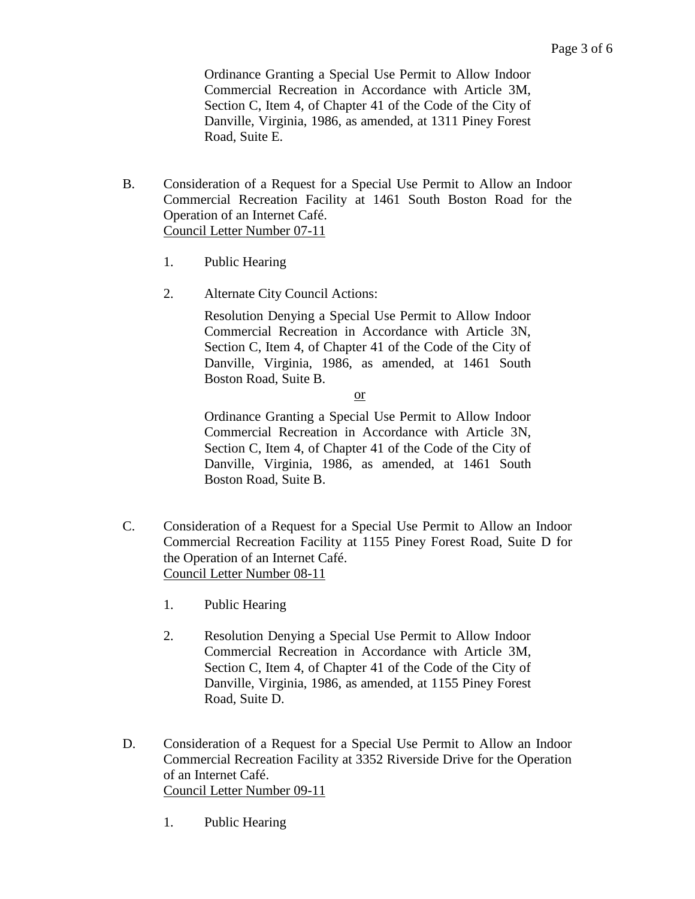Ordinance Granting a Special Use Permit to Allow Indoor Commercial Recreation in Accordance with Article 3M, Section C, Item 4, of Chapter 41 of the Code of the City of Danville, Virginia, 1986, as amended, at 1311 Piney Forest Road, Suite E.

B. Consideration of a Request for a Special Use Permit to Allow an Indoor Commercial Recreation Facility at 1461 South Boston Road for the Operation of an Internet Café.
<u>Council Letter Number 07-11</u>

1. Public Hearing

2. Alternate City Council Actions:

   Resolution Denying a Special Use Permit to Allow Indoor Commercial Recreation in Accordance with Article 3N, Section C, Item 4, of Chapter 41 of the Code of the City of Danville, Virginia, 1986, as amended, at 1461 South Boston Road, Suite B.

   <u>or</u>

   Ordinance Granting a Special Use Permit to Allow Indoor Commercial Recreation in Accordance with Article 3N, Section C, Item 4, of Chapter 41 of the Code of the City of Danville, Virginia, 1986, as amended, at 1461 South Boston Road, Suite B.

C. Consideration of a Request for a Special Use Permit to Allow an Indoor Commercial Recreation Facility at 1155 Piney Forest Road, Suite D for the Operation of an Internet Café.
<u>Council Letter Number 08-11</u>

1. Public Hearing

2. Resolution Denying a Special Use Permit to Allow Indoor Commercial Recreation in Accordance with Article 3M, Section C, Item 4, of Chapter 41 of the Code of the City of Danville, Virginia, 1986, as amended, at 1155 Piney Forest Road, Suite D.

D. Consideration of a Request for a Special Use Permit to Allow an Indoor Commercial Recreation Facility at 3352 Riverside Drive for the Operation of an Internet Café.
<u>Council Letter Number 09-11</u>

1. Public Hearing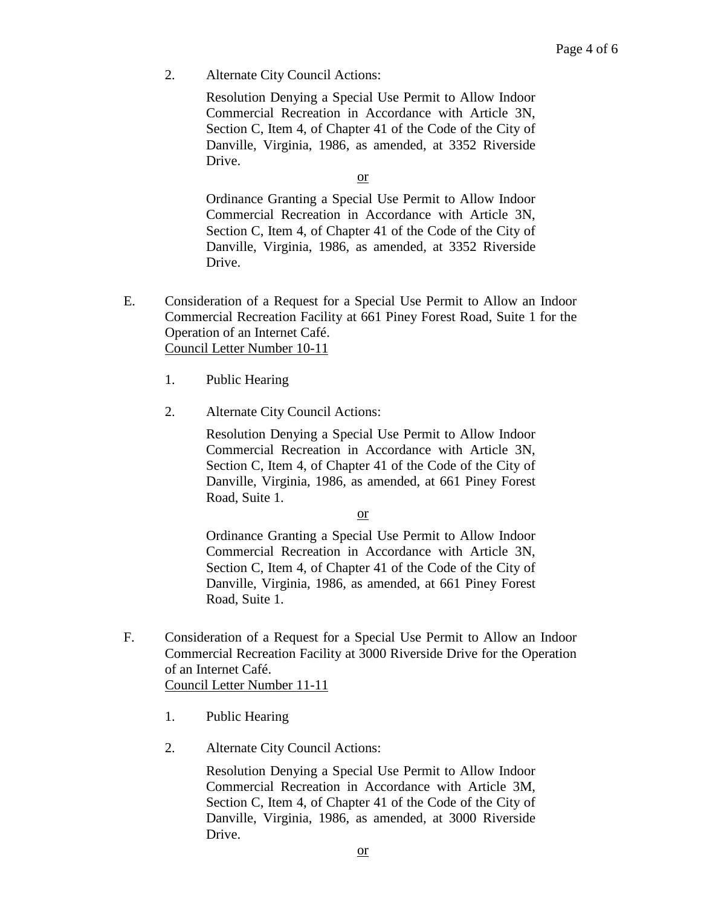2. Alternate City Council Actions:

   Resolution Denying a Special Use Permit to Allow Indoor Commercial Recreation in Accordance with Article 3N, Section C, Item 4, of Chapter 41 of the Code of the City of Danville, Virginia, 1986, as amended, at 3352 Riverside Drive.

   or

   Ordinance Granting a Special Use Permit to Allow Indoor Commercial Recreation in Accordance with Article 3N, Section C, Item 4, of Chapter 41 of the Code of the City of Danville, Virginia, 1986, as amended, at 3352 Riverside Drive.

E. Consideration of a Request for a Special Use Permit to Allow an Indoor Commercial Recreation Facility at 661 Piney Forest Road, Suite 1 for the Operation of an Internet Café.
   Council Letter Number 10-11

   1. Public Hearing

   2. Alternate City Council Actions:

      Resolution Denying a Special Use Permit to Allow Indoor Commercial Recreation in Accordance with Article 3N, Section C, Item 4, of Chapter 41 of the Code of the City of Danville, Virginia, 1986, as amended, at 661 Piney Forest Road, Suite 1.

      or

      Ordinance Granting a Special Use Permit to Allow Indoor Commercial Recreation in Accordance with Article 3N, Section C, Item 4, of Chapter 41 of the Code of the City of Danville, Virginia, 1986, as amended, at 661 Piney Forest Road, Suite 1.

F. Consideration of a Request for a Special Use Permit to Allow an Indoor Commercial Recreation Facility at 3000 Riverside Drive for the Operation of an Internet Café.
   Council Letter Number 11-11

   1. Public Hearing

   2. Alternate City Council Actions:

      Resolution Denying a Special Use Permit to Allow Indoor Commercial Recreation in Accordance with Article 3M, Section C, Item 4, of Chapter 41 of the Code of the City of Danville, Virginia, 1986, as amended, at 3000 Riverside Drive.

      or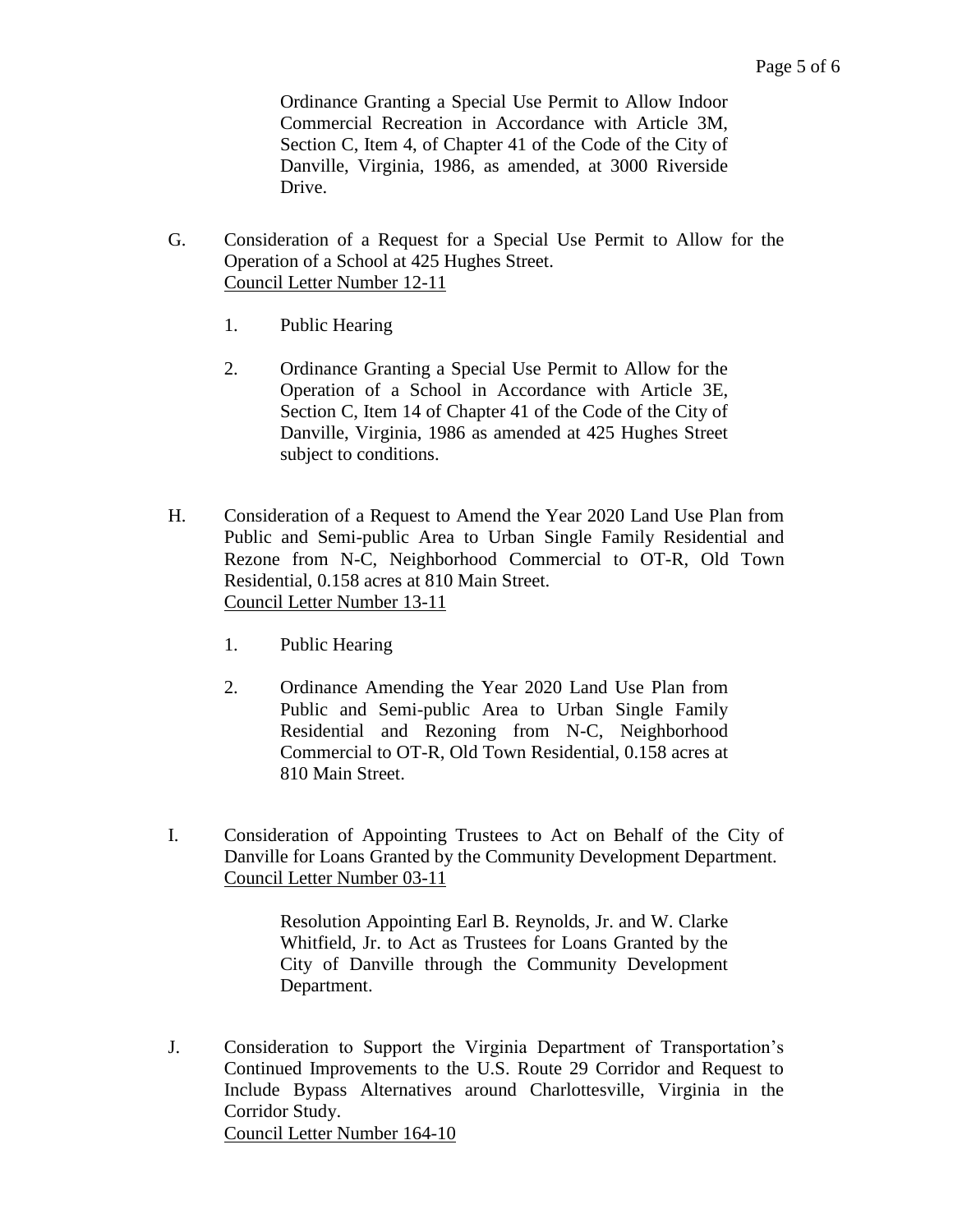Ordinance Granting a Special Use Permit to Allow Indoor Commercial Recreation in Accordance with Article 3M, Section C, Item 4, of Chapter 41 of the Code of the City of Danville, Virginia, 1986, as amended, at 3000 Riverside Drive.

G. Consideration of a Request for a Special Use Permit to Allow for the Operation of a School at 425 Hughes Street.
<u>Council Letter Number 12-11</u>

1. Public Hearing

2. Ordinance Granting a Special Use Permit to Allow for the Operation of a School in Accordance with Article 3E, Section C, Item 14 of Chapter 41 of the Code of the City of Danville, Virginia, 1986 as amended at 425 Hughes Street subject to conditions.

H. Consideration of a Request to Amend the Year 2020 Land Use Plan from Public and Semi-public Area to Urban Single Family Residential and Rezone from N-C, Neighborhood Commercial to OT-R, Old Town Residential, 0.158 acres at 810 Main Street.
<u>Council Letter Number 13-11</u>

1. Public Hearing

2. Ordinance Amending the Year 2020 Land Use Plan from Public and Semi-public Area to Urban Single Family Residential and Rezoning from N-C, Neighborhood Commercial to OT-R, Old Town Residential, 0.158 acres at 810 Main Street.

I. Consideration of Appointing Trustees to Act on Behalf of the City of Danville for Loans Granted by the Community Development Department.
<u>Council Letter Number 03-11</u>

Resolution Appointing Earl B. Reynolds, Jr. and W. Clarke Whitfield, Jr. to Act as Trustees for Loans Granted by the City of Danville through the Community Development Department.

J. Consideration to Support the Virginia Department of Transportation's Continued Improvements to the U.S. Route 29 Corridor and Request to Include Bypass Alternatives around Charlottesville, Virginia in the Corridor Study.
<u>Council Letter Number 164-10</u>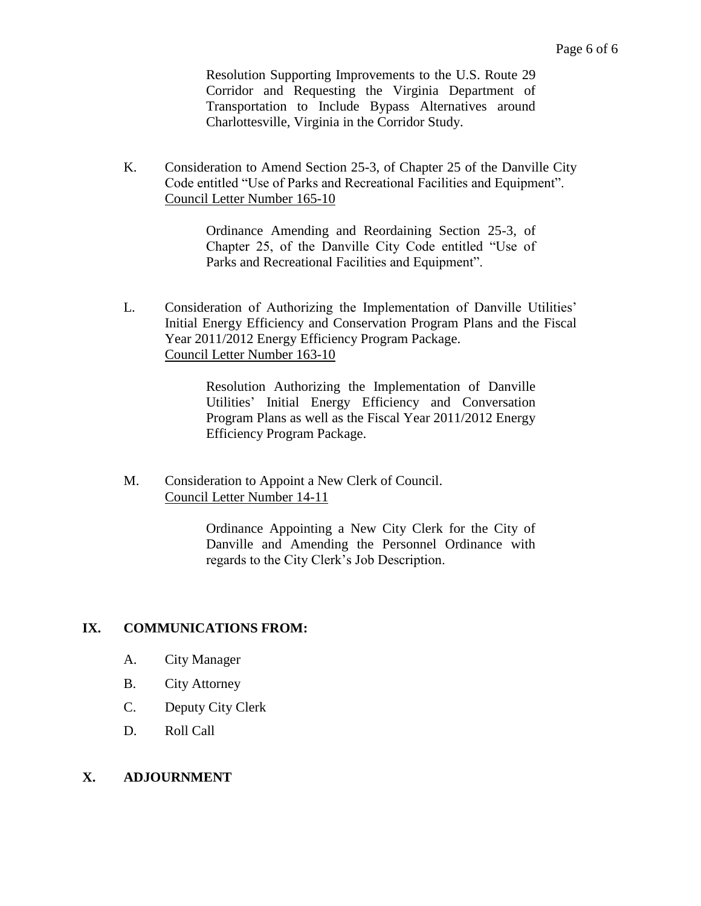Resolution Supporting Improvements to the U.S. Route 29 Corridor and Requesting the Virginia Department of Transportation to Include Bypass Alternatives around Charlottesville, Virginia in the Corridor Study.

K. Consideration to Amend Section 25-3, of Chapter 25 of the Danville City Code entitled “Use of Parks and Recreational Facilities and Equipment”.
Council Letter Number 165-10

> Ordinance Amending and Reordaining Section 25-3, of Chapter 25, of the Danville City Code entitled “Use of Parks and Recreational Facilities and Equipment”.

L. Consideration of Authorizing the Implementation of Danville Utilities’ Initial Energy Efficiency and Conservation Program Plans and the Fiscal Year 2011/2012 Energy Efficiency Program Package.
Council Letter Number 163-10

> Resolution Authorizing the Implementation of Danville Utilities’ Initial Energy Efficiency and Conversation Program Plans as well as the Fiscal Year 2011/2012 Energy Efficiency Program Package.

M. Consideration to Appoint a New Clerk of Council.
Council Letter Number 14-11

> Ordinance Appointing a New City Clerk for the City of Danville and Amending the Personnel Ordinance with regards to the City Clerk’s Job Description.

## IX. COMMUNICATIONS FROM:

A. City Manager

B. City Attorney

C. Deputy City Clerk

D. Roll Call

## X. ADJOURNMENT